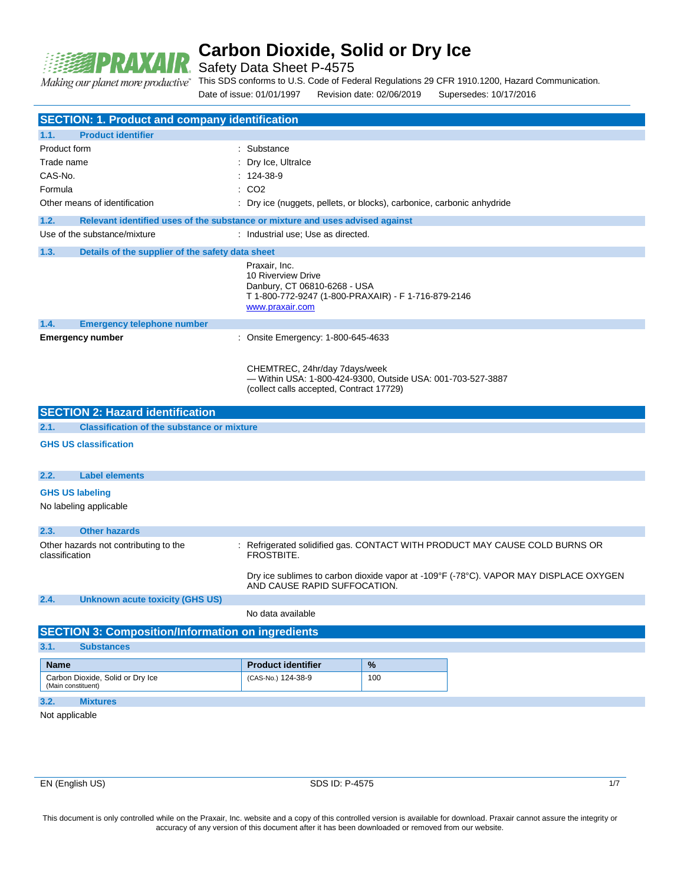# Carbon Dioxide, Solid or Dry Ice

Safety Data Sheet P-4575

This SDS conforms to U.S. Code of Federal Regulations 29 CFR 1910.1200, Hazard Communication.

Date of issue: 01/01/1997 Revision date: 02/06/2019 Supersedes: 10/17/2016

## SECTION: 1. Product and company identification

### 1.1. Product identifier

| | |
|---|---|
| Product form | : Substance |
| Trade name | : Dry Ice, UltraIce |
| CAS-No. | : 124-38-9 |
| Formula | : $CO_2$ |
| Other means of identification | : Dry ice (nuggets, pellets, or blocks), carbonice, carbonic anhydride |

### 1.2. Relevant identified uses of the substance or mixture and uses advised against

Use of the substance/mixture : Industrial use; Use as directed.

### 1.3. Details of the supplier of the safety data sheet

Praxair, Inc.
10 Riverview Drive
Danbury, CT 06810-6268 - USA
T 1-800-772-9247 (1-800-PRAXAIR) - F 1-716-879-2146
www.praxair.com

### 1.4. Emergency telephone number

**Emergency number** : Onsite Emergency: 1-800-645-4633

CHEMTREC, 24hr/day 7days/week
— Within USA: 1-800-424-9300, Outside USA: 001-703-527-3887
(collect calls accepted, Contract 17729)

## SECTION 2: Hazard identification

### 2.1. Classification of the substance or mixture

**GHS US classification**

### 2.2. Label elements

**GHS US labeling**

No labeling applicable

### 2.3. Other hazards

Other hazards not contributing to the classification : Refrigerated solidified gas. CONTACT WITH PRODUCT MAY CAUSE COLD BURNS OR FROSTBITE.

Dry ice sublimes to carbon dioxide vapor at -109°F (-78°C). VAPOR MAY DISPLACE OXYGEN AND CAUSE RAPID SUFFOCATION.

### 2.4. Unknown acute toxicity (GHS US)

No data available

## SECTION 3: Composition/Information on ingredients

### 3.1. Substances

| Name | Product identifier | % |
|---|---|---|
| Carbon Dioxide, Solid or Dry Ice (Main constituent) | (CAS-No.) 124-38-9 | 100 |

### 3.2. Mixtures

Not applicable

This document is only controlled while on the Praxair, Inc. website and a copy of this controlled version is available for download. Praxair cannot assure the integrity or accuracy of any version of this document after it has been downloaded or removed from our website.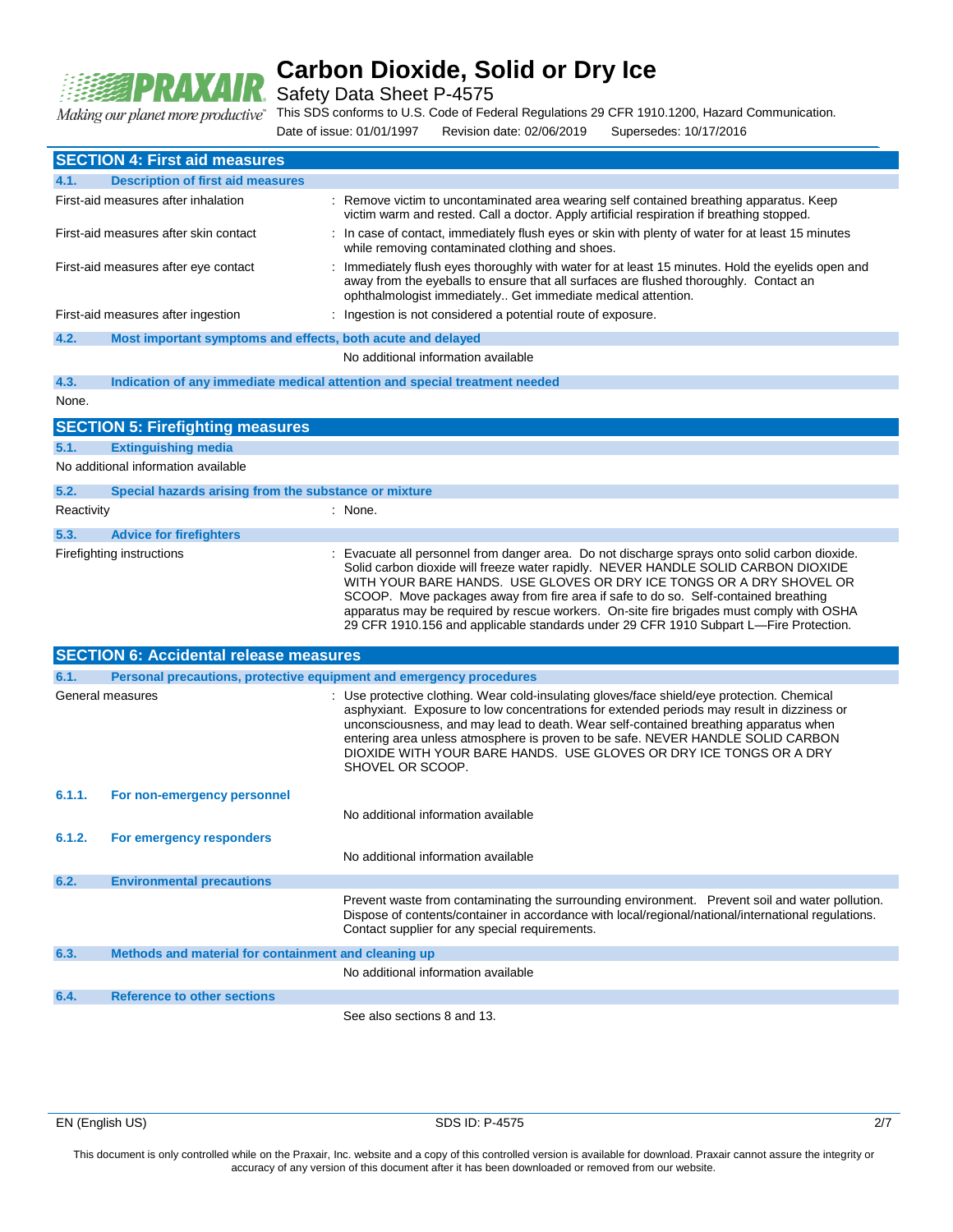## SECTION 4: First aid measures

### 4.1. Description of first aid measures

First-aid measures after inhalation : Remove victim to uncontaminated area wearing self contained breathing apparatus. Keep victim warm and rested. Call a doctor. Apply artificial respiration if breathing stopped.

First-aid measures after skin contact : In case of contact, immediately flush eyes or skin with plenty of water for at least 15 minutes while removing contaminated clothing and shoes.

First-aid measures after eye contact : Immediately flush eyes thoroughly with water for at least 15 minutes. Hold the eyelids open and away from the eyeballs to ensure that all surfaces are flushed thoroughly. Contact an ophthalmologist immediately.. Get immediate medical attention.

First-aid measures after ingestion : Ingestion is not considered a potential route of exposure.

### 4.2. Most important symptoms and effects, both acute and delayed

No additional information available

### 4.3. Indication of any immediate medical attention and special treatment needed

None.

## SECTION 5: Firefighting measures

### 5.1. Extinguishing media

No additional information available

### 5.2. Special hazards arising from the substance or mixture

Reactivity : None.

### 5.3. Advice for firefighters

Firefighting instructions : Evacuate all personnel from danger area. Do not discharge sprays onto solid carbon dioxide. Solid carbon dioxide will freeze water rapidly. NEVER HANDLE SOLID CARBON DIOXIDE WITH YOUR BARE HANDS. USE GLOVES OR DRY ICE TONGS OR A DRY SHOVEL OR SCOOP. Move packages away from fire area if safe to do so. Self-contained breathing apparatus may be required by rescue workers. On-site fire brigades must comply with OSHA 29 CFR 1910.156 and applicable standards under 29 CFR 1910 Subpart L—Fire Protection.

## SECTION 6: Accidental release measures

### 6.1. Personal precautions, protective equipment and emergency procedures

General measures : Use protective clothing. Wear cold-insulating gloves/face shield/eye protection. Chemical asphyxiant. Exposure to low concentrations for extended periods may result in dizziness or unconsciousness, and may lead to death. Wear self-contained breathing apparatus when entering area unless atmosphere is proven to be safe. NEVER HANDLE SOLID CARBON DIOXIDE WITH YOUR BARE HANDS. USE GLOVES OR DRY ICE TONGS OR A DRY SHOVEL OR SCOOP.

#### 6.1.1. For non-emergency personnel

No additional information available

#### 6.1.2. For emergency responders

No additional information available

### 6.2. Environmental precautions

Prevent waste from contaminating the surrounding environment. Prevent soil and water pollution. Dispose of contents/container in accordance with local/regional/national/international regulations. Contact supplier for any special requirements.

### 6.3. Methods and material for containment and cleaning up

No additional information available

### 6.4. Reference to other sections

See also sections 8 and 13.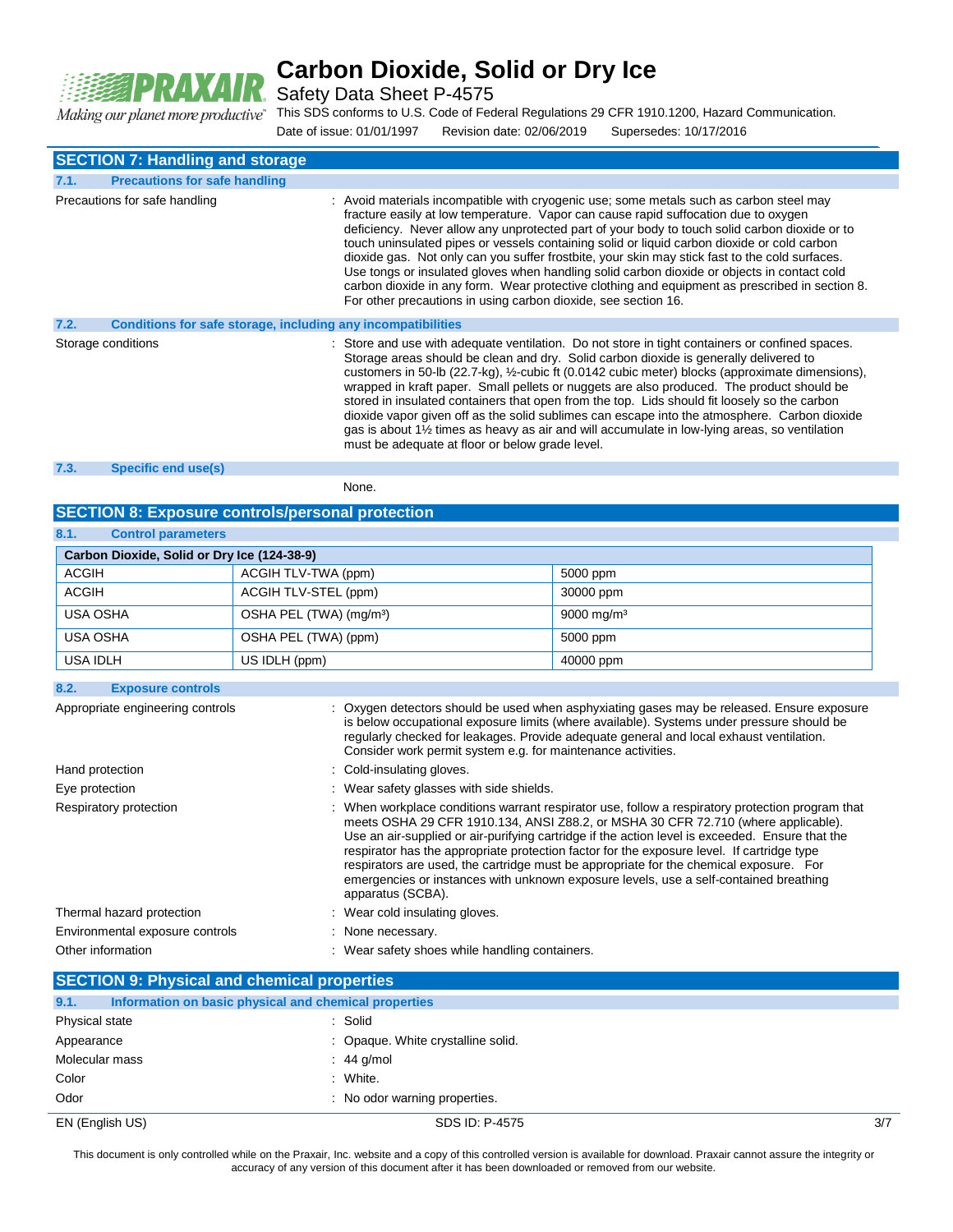## SECTION 7: Handling and storage

### 7.1. Precautions for safe handling

Precautions for safe handling : Avoid materials incompatible with cryogenic use; some metals such as carbon steel may fracture easily at low temperature. Vapor can cause rapid suffocation due to oxygen deficiency. Never allow any unprotected part of your body to touch solid carbon dioxide or to touch uninsulated pipes or vessels containing solid or liquid carbon dioxide or cold carbon dioxide gas. Not only can you suffer frostbite, your skin may stick fast to the cold surfaces. Use tongs or insulated gloves when handling solid carbon dioxide or objects in contact cold carbon dioxide in any form. Wear protective clothing and equipment as prescribed in section 8. For other precautions in using carbon dioxide, see section 16.

### 7.2. Conditions for safe storage, including any incompatibilities

Storage conditions : Store and use with adequate ventilation. Do not store in tight containers or confined spaces. Storage areas should be clean and dry. Solid carbon dioxide is generally delivered to customers in 50-lb (22.7-kg), ½-cubic ft (0.0142 cubic meter) blocks (approximate dimensions), wrapped in kraft paper. Small pellets or nuggets are also produced. The product should be stored in insulated containers that open from the top. Lids should fit loosely so the carbon dioxide vapor given off as the solid sublimes can escape into the atmosphere. Carbon dioxide gas is about 1½ times as heavy as air and will accumulate in low-lying areas, so ventilation must be adequate at floor or below grade level.

### 7.3. Specific end use(s)

None.

## SECTION 8: Exposure controls/personal protection

### 8.1. Control parameters

| Carbon Dioxide, Solid or Dry Ice (124-38-9) | | |
|---|---|---|
| ACGIH | ACGIH TLV-TWA (ppm) | 5000 ppm |
| ACGIH | ACGIH TLV-STEL (ppm) | 30000 ppm |
| USA OSHA | OSHA PEL (TWA) (mg/m³) | 9000 mg/m³ |
| USA OSHA | OSHA PEL (TWA) (ppm) | 5000 ppm |
| USA IDLH | US IDLH (ppm) | 40000 ppm |

### 8.2. Exposure controls

Appropriate engineering controls : Oxygen detectors should be used when asphyxiating gases may be released. Ensure exposure is below occupational exposure limits (where available). Systems under pressure should be regularly checked for leakages. Provide adequate general and local exhaust ventilation. Consider work permit system e.g. for maintenance activities.

Hand protection : Cold-insulating gloves.

Eye protection : Wear safety glasses with side shields.

Respiratory protection : When workplace conditions warrant respirator use, follow a respiratory protection program that meets OSHA 29 CFR 1910.134, ANSI Z88.2, or MSHA 30 CFR 72.710 (where applicable). Use an air-supplied or air-purifying cartridge if the action level is exceeded. Ensure that the respirator has the appropriate protection factor for the exposure level. If cartridge type respirators are used, the cartridge must be appropriate for the chemical exposure. For emergencies or instances with unknown exposure levels, use a self-contained breathing apparatus (SCBA).

Thermal hazard protection : Wear cold insulating gloves.

Environmental exposure controls : None necessary.

Other information : Wear safety shoes while handling containers.

## SECTION 9: Physical and chemical properties

### 9.1. Information on basic physical and chemical properties

Physical state : Solid

Appearance : Opaque. White crystalline solid.

Molecular mass : 44 g/mol

Color : White.

Odor : No odor warning properties.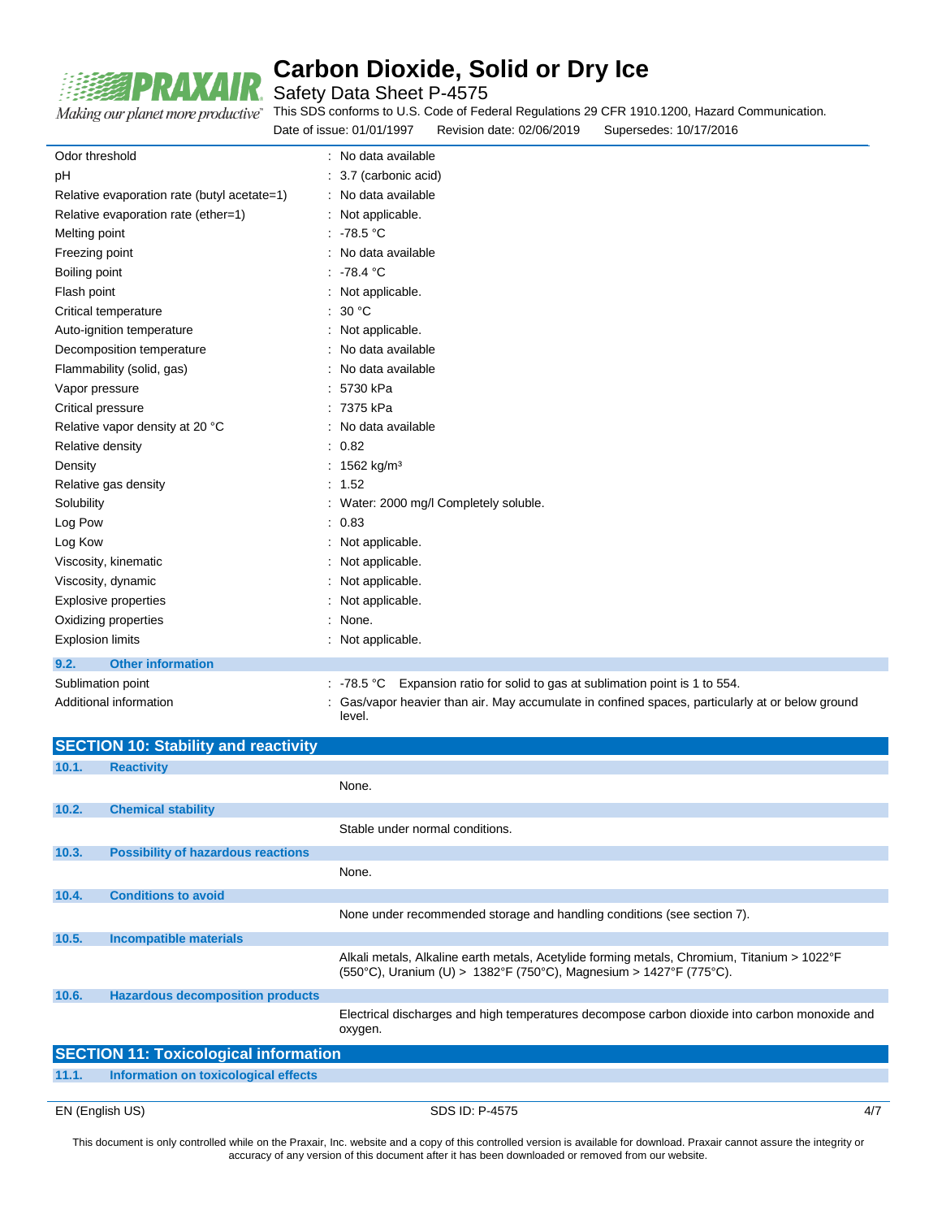| | |
|---|---|
| Odor threshold | : No data available |
| pH | : 3.7 (carbonic acid) |
| Relative evaporation rate (butyl acetate=1) | : No data available |
| Relative evaporation rate (ether=1) | : Not applicable. |
| Melting point | : -78.5 °C |
| Freezing point | : No data available |
| Boiling point | : -78.4 °C |
| Flash point | : Not applicable. |
| Critical temperature | : 30 °C |
| Auto-ignition temperature | : Not applicable. |
| Decomposition temperature | : No data available |
| Flammability (solid, gas) | : No data available |
| Vapor pressure | : 5730 kPa |
| Critical pressure | : 7375 kPa |
| Relative vapor density at 20 °C | : No data available |
| Relative density | : 0.82 |
| Density | : 1562 kg/m³ |
| Relative gas density | : 1.52 |
| Solubility | : Water: 2000 mg/l Completely soluble. |
| Log Pow | : 0.83 |
| Log Kow | : Not applicable. |
| Viscosity, kinematic | : Not applicable. |
| Viscosity, dynamic | : Not applicable. |
| Explosive properties | : Not applicable. |
| Oxidizing properties | : None. |
| Explosion limits | : Not applicable. |

### 9.2. Other information

| | |
|---|---|
| Sublimation point | : -78.5 °C Expansion ratio for solid to gas at sublimation point is 1 to 554. |
| Additional information | : Gas/vapor heavier than air. May accumulate in confined spaces, particularly at or below ground level. |

## SECTION 10: Stability and reactivity

### 10.1. Reactivity

None.

### 10.2. Chemical stability

Stable under normal conditions.

### 10.3. Possibility of hazardous reactions

None.

### 10.4. Conditions to avoid

None under recommended storage and handling conditions (see section 7).

### 10.5. Incompatible materials

Alkali metals, Alkaline earth metals, Acetylide forming metals, Chromium, Titanium > 1022°F (550°C), Uranium (U) > 1382°F (750°C), Magnesium > 1427°F (775°C).

### 10.6. Hazardous decomposition products

Electrical discharges and high temperatures decompose carbon dioxide into carbon monoxide and oxygen.

## SECTION 11: Toxicological information

### 11.1. Information on toxicological effects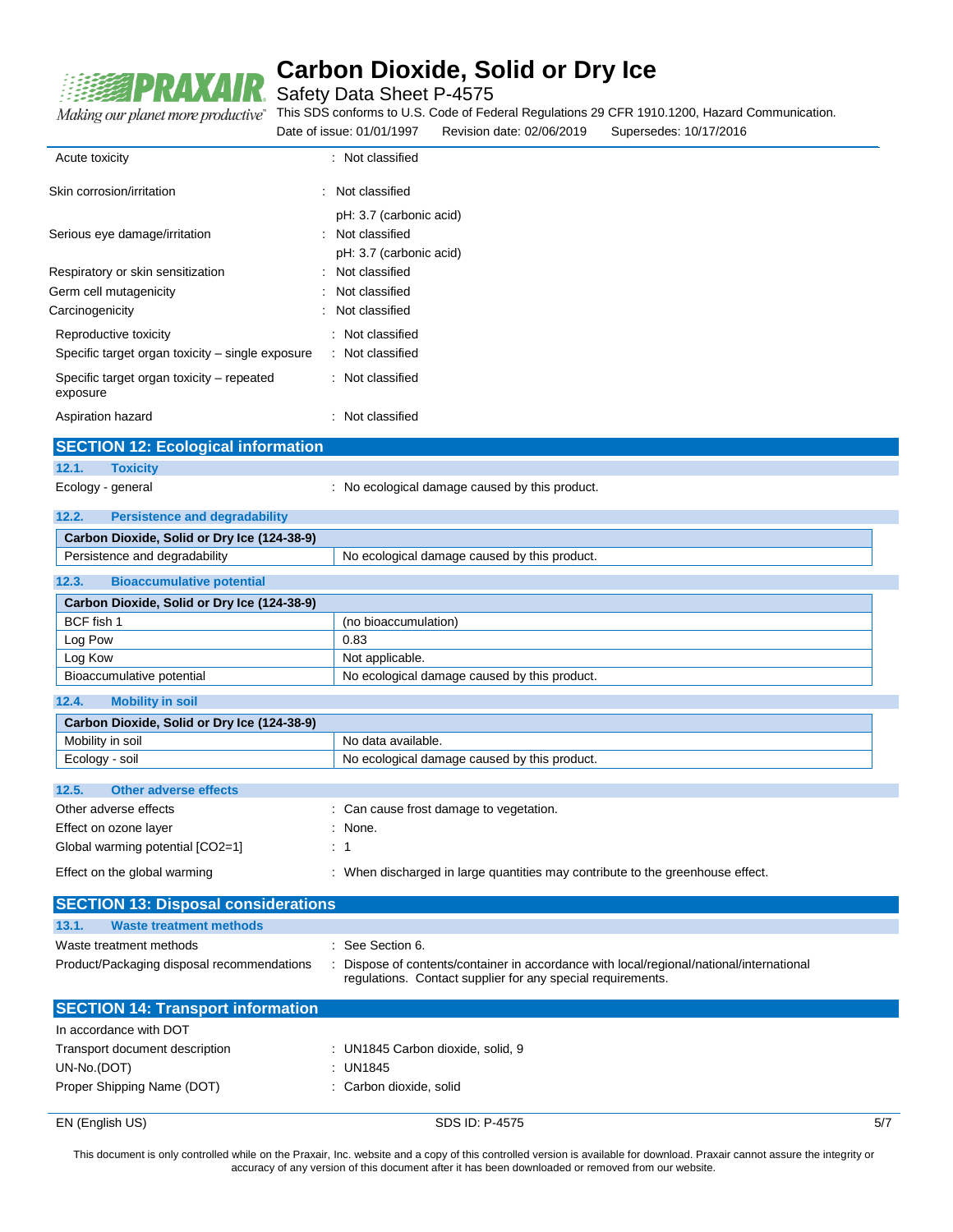| | | |
|---|---|---|
| Acute toxicity | : | Not classified |
| Skin corrosion/irritation | : | Not classified<br>pH: 3.7 (carbonic acid) |
| Serious eye damage/irritation | : | Not classified<br>pH: 3.7 (carbonic acid) |
| Respiratory or skin sensitization | : | Not classified |
| Germ cell mutagenicity | : | Not classified |
| Carcinogenicity | : | Not classified |
| Reproductive toxicity | : | Not classified |
| Specific target organ toxicity – single exposure | : | Not classified |
| Specific target organ toxicity – repeated exposure | : | Not classified |
| Aspiration hazard | : | Not classified |

## SECTION 12: Ecological information

### 12.1. Toxicity

Ecology - general : No ecological damage caused by this product.

### 12.2. Persistence and degradability

| Carbon Dioxide, Solid or Dry Ice (124-38-9) | |
|---|---|
| Persistence and degradability | No ecological damage caused by this product. |

### 12.3. Bioaccumulative potential

| Carbon Dioxide, Solid or Dry Ice (124-38-9) | |
|---|---|
| BCF fish 1 | (no bioaccumulation) |
| Log Pow | 0.83 |
| Log Kow | Not applicable. |
| Bioaccumulative potential | No ecological damage caused by this product. |

### 12.4. Mobility in soil

| Carbon Dioxide, Solid or Dry Ice (124-38-9) | |
|---|---|
| Mobility in soil | No data available. |
| Ecology - soil | No ecological damage caused by this product. |

### 12.5. Other adverse effects

| | | |
|---|---|---|
| Other adverse effects | : | Can cause frost damage to vegetation. |
| Effect on ozone layer | : | None. |
| Global warming potential [CO2=1] | : | 1 |
| Effect on the global warming | : | When discharged in large quantities may contribute to the greenhouse effect. |

## SECTION 13: Disposal considerations

### 13.1. Waste treatment methods

| | | |
|---|---|---|
| Waste treatment methods | : | See Section 6. |
| Product/Packaging disposal recommendations | : | Dispose of contents/container in accordance with local/regional/national/international regulations. Contact supplier for any special requirements. |

## SECTION 14: Transport information

In accordance with DOT

| | | |
|---|---|---|
| Transport document description | : | UN1845 Carbon dioxide, solid, 9 |
| UN-No.(DOT) | : | UN1845 |
| Proper Shipping Name (DOT) | : | Carbon dioxide, solid |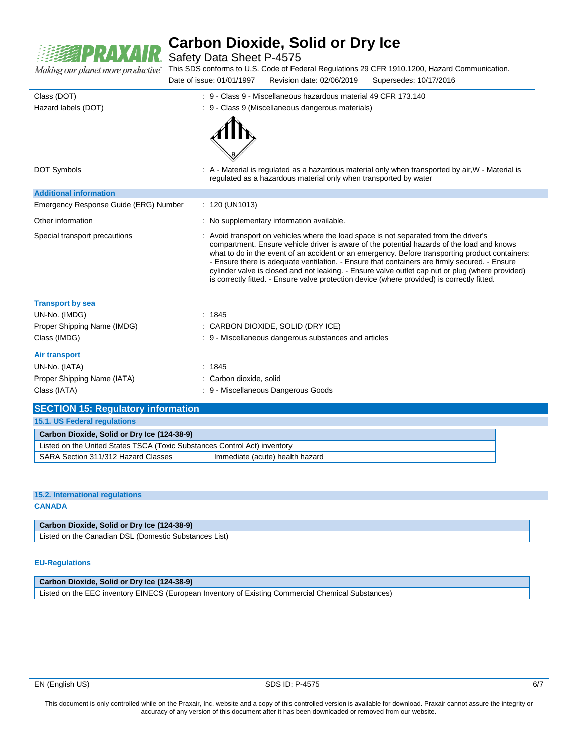Class (DOT) : 9 - Class 9 - Miscellaneous hazardous material 49 CFR 173.140

Hazard labels (DOT) : 9 - Class 9 (Miscellaneous dangerous materials)

DOT Symbols : A - Material is regulated as a hazardous material only when transported by air,W - Material is regulated as a hazardous material only when transported by water

**Additional information**

Emergency Response Guide (ERG) Number : 120 (UN1013)

Other information : No supplementary information available.

Special transport precautions : Avoid transport on vehicles where the load space is not separated from the driver's compartment. Ensure vehicle driver is aware of the potential hazards of the load and knows what to do in the event of an accident or an emergency. Before transporting product containers: - Ensure there is adequate ventilation. - Ensure that containers are firmly secured. - Ensure cylinder valve is closed and not leaking. - Ensure valve outlet cap nut or plug (where provided) is correctly fitted. - Ensure valve protection device (where provided) is correctly fitted.

**Transport by sea**

UN-No. (IMDG) : 1845

Proper Shipping Name (IMDG) : CARBON DIOXIDE, SOLID (DRY ICE)

Class (IMDG) : 9 - Miscellaneous dangerous substances and articles

**Air transport**

UN-No. (IATA) : 1845

Proper Shipping Name (IATA) : Carbon dioxide, solid

Class (IATA) : 9 - Miscellaneous Dangerous Goods

## SECTION 15: Regulatory information

### 15.1. US Federal regulations

| Carbon Dioxide, Solid or Dry Ice (124-38-9) | |
|---|---|
| Listed on the United States TSCA (Toxic Substances Control Act) inventory | |
| SARA Section 311/312 Hazard Classes | Immediate (acute) health hazard |

### 15.2. International regulations

**CANADA**

| Carbon Dioxide, Solid or Dry Ice (124-38-9) |
|---|
| Listed on the Canadian DSL (Domestic Substances List) |

**EU-Regulations**

| Carbon Dioxide, Solid or Dry Ice (124-38-9) |
|---|
| Listed on the EEC inventory EINECS (European Inventory of Existing Commercial Chemical Substances) |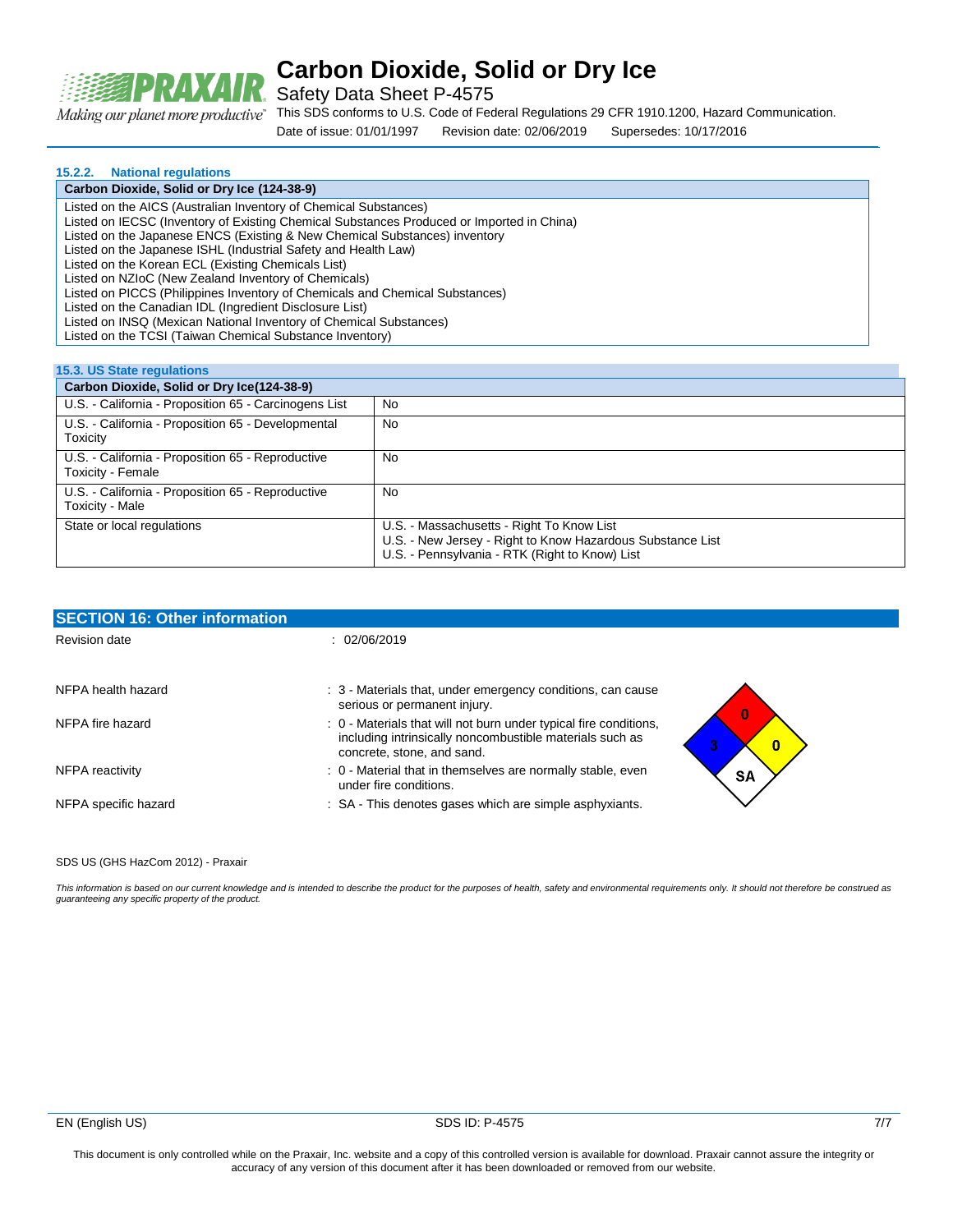#### 15.2.2. National regulations

| Carbon Dioxide, Solid or Dry Ice (124-38-9) |
|---|
| Listed on the AICS (Australian Inventory of Chemical Substances)<br>Listed on IECSC (Inventory of Existing Chemical Substances Produced or Imported in China)<br>Listed on the Japanese ENCS (Existing & New Chemical Substances) inventory<br>Listed on the Japanese ISHL (Industrial Safety and Health Law)<br>Listed on the Korean ECL (Existing Chemicals List)<br>Listed on NZIoC (New Zealand Inventory of Chemicals)<br>Listed on PICCS (Philippines Inventory of Chemicals and Chemical Substances)<br>Listed on the Canadian IDL (Ingredient Disclosure List)<br>Listed on INSQ (Mexican National Inventory of Chemical Substances)<br>Listed on the TCSI (Taiwan Chemical Substance Inventory) |

### 15.3. US State regulations

| Carbon Dioxide, Solid or Dry Ice(124-38-9) | |
|---|---|
| U.S. - California - Proposition 65 - Carcinogens List | No |
| U.S. - California - Proposition 65 - Developmental Toxicity | No |
| U.S. - California - Proposition 65 - Reproductive Toxicity - Female | No |
| U.S. - California - Proposition 65 - Reproductive Toxicity - Male | No |
| State or local regulations | U.S. - Massachusetts - Right To Know List<br>U.S. - New Jersey - Right to Know Hazardous Substance List<br>U.S. - Pennsylvania - RTK (Right to Know) List |

## SECTION 16: Other information

Revision date : 02/06/2019

NFPA health hazard : 3 - Materials that, under emergency conditions, can cause serious or permanent injury.

NFPA fire hazard : 0 - Materials that will not burn under typical fire conditions, including intrinsically noncombustible materials such as concrete, stone, and sand.

NFPA reactivity : 0 - Material that in themselves are normally stable, even under fire conditions.

NFPA specific hazard : SA - This denotes gases which are simple asphyxiants.

0
3
0
SA

SDS US (GHS HazCom 2012) - Praxair

*This information is based on our current knowledge and is intended to describe the product for the purposes of health, safety and environmental requirements only. It should not therefore be construed as guaranteeing any specific property of the product.*